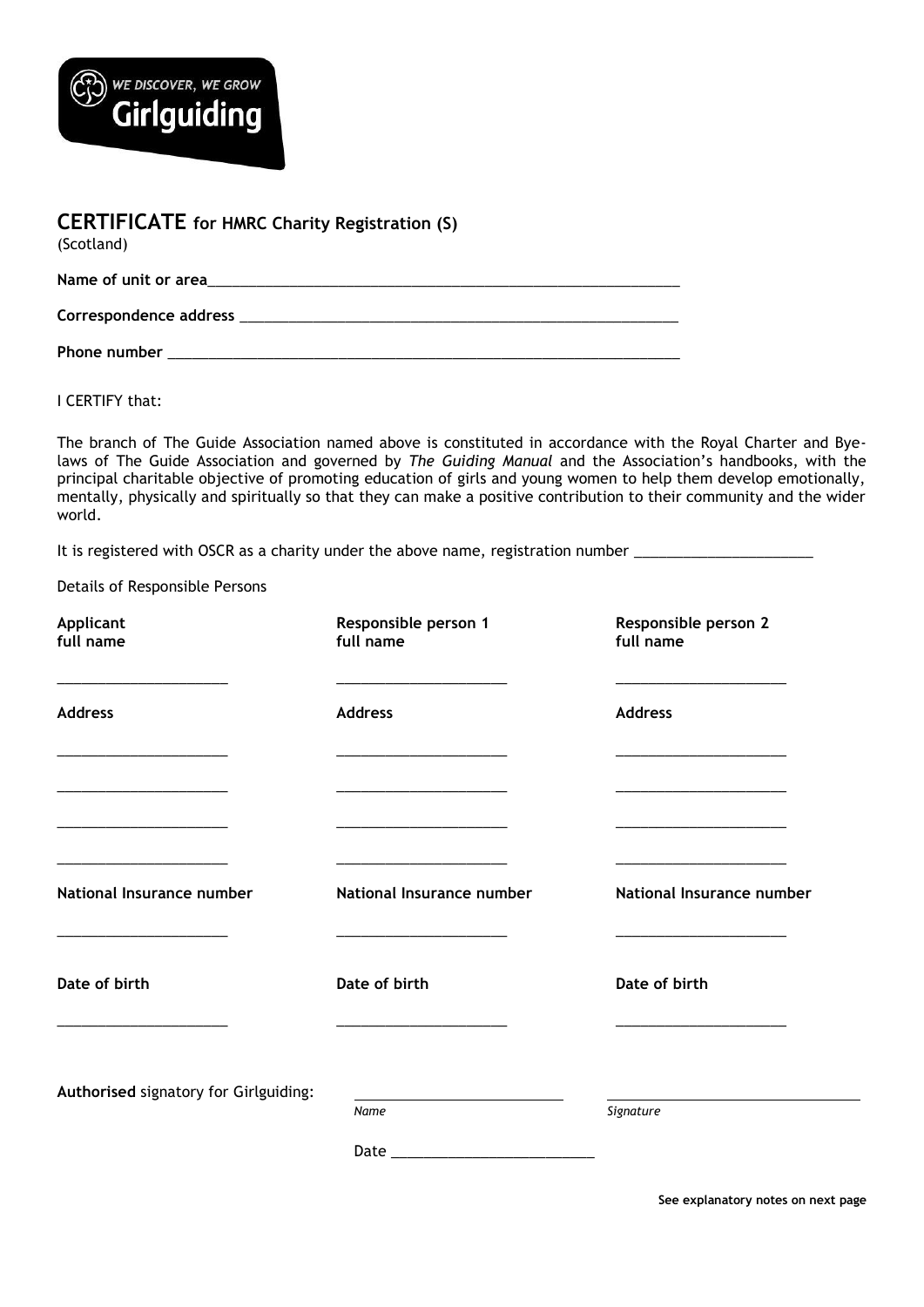WE DISCOVER, WE GROW

Girlguiding

# CERTIFICATE for HMRC Charity Registration (S)

(Scotland)

**Name of unit or area**\_\_\_\_\_\_\_\_\_\_\_\_\_\_\_\_\_\_\_\_\_\_\_\_\_\_\_\_\_\_\_\_\_\_\_\_\_\_\_\_\_\_\_\_\_\_\_\_\_\_\_\_\_\_\_\_

**Correspondence address** \_\_\_\_\_\_\_\_\_\_\_\_\_\_\_\_\_\_\_\_\_\_\_\_\_\_\_\_\_\_\_\_\_\_\_\_\_\_\_\_\_\_\_\_\_\_\_\_\_\_\_\_

**Phone number** \_\_\_\_\_\_\_\_\_\_\_\_\_\_\_\_\_\_\_\_\_\_\_\_\_\_\_\_\_\_\_\_\_\_\_\_\_\_\_\_\_\_\_\_\_\_\_\_\_\_\_\_\_\_\_\_\_\_\_\_

I CERTIFY that:

The branch of The Guide Association named above is constituted in accordance with the Royal Charter and Bye-laws of The Guide Association and governed by *The Guiding Manual* and the Association's handbooks, with the principal charitable objective of promoting education of girls and young women to help them develop emotionally, mentally, physically and spiritually so that they can make a positive contribution to their community and the wider world.

It is registered with OSCR as a charity under the above name, registration number \_\_\_\_\_\_\_\_\_\_\_\_\_\_\_\_\_\_\_\_\_\_

Details of Responsible Persons

| **Applicant full name** | **Responsible person 1 full name** | **Responsible person 2 full name** |
| --- | --- | --- |
| \_\_\_\_\_\_\_\_\_\_\_\_\_\_\_\_\_\_\_\_ | \_\_\_\_\_\_\_\_\_\_\_\_\_\_\_\_\_\_\_\_ | \_\_\_\_\_\_\_\_\_\_\_\_\_\_\_\_\_\_\_\_ |
| **Address** | **Address** | **Address** |
| \_\_\_\_\_\_\_\_\_\_\_\_\_\_\_\_\_\_\_\_ | \_\_\_\_\_\_\_\_\_\_\_\_\_\_\_\_\_\_\_\_ | \_\_\_\_\_\_\_\_\_\_\_\_\_\_\_\_\_\_\_\_ |
| \_\_\_\_\_\_\_\_\_\_\_\_\_\_\_\_\_\_\_\_ | \_\_\_\_\_\_\_\_\_\_\_\_\_\_\_\_\_\_\_\_ | \_\_\_\_\_\_\_\_\_\_\_\_\_\_\_\_\_\_\_\_ |
| \_\_\_\_\_\_\_\_\_\_\_\_\_\_\_\_\_\_\_\_ | \_\_\_\_\_\_\_\_\_\_\_\_\_\_\_\_\_\_\_\_ | \_\_\_\_\_\_\_\_\_\_\_\_\_\_\_\_\_\_\_\_ |
| \_\_\_\_\_\_\_\_\_\_\_\_\_\_\_\_\_\_\_\_ | \_\_\_\_\_\_\_\_\_\_\_\_\_\_\_\_\_\_\_\_ | \_\_\_\_\_\_\_\_\_\_\_\_\_\_\_\_\_\_\_\_ |
| **National Insurance number** | **National Insurance number** | **National Insurance number** |
| \_\_\_\_\_\_\_\_\_\_\_\_\_\_\_\_\_\_\_\_ | \_\_\_\_\_\_\_\_\_\_\_\_\_\_\_\_\_\_\_\_ | \_\_\_\_\_\_\_\_\_\_\_\_\_\_\_\_\_\_\_\_ |
| **Date of birth** | **Date of birth** | **Date of birth** |
| \_\_\_\_\_\_\_\_\_\_\_\_\_\_\_\_\_\_\_\_ | \_\_\_\_\_\_\_\_\_\_\_\_\_\_\_\_\_\_\_\_ | \_\_\_\_\_\_\_\_\_\_\_\_\_\_\_\_\_\_\_\_ |

**Authorised** signatory for Girlguiding: \_\_\_\_\_\_\_\_\_\_\_\_\_\_\_\_\_\_\_\_\_\_\_\_\_ *Name* \_\_\_\_\_\_\_\_\_\_\_\_\_\_\_\_\_\_\_\_\_\_\_\_\_\_\_\_\_\_\_\_ *Signature*

Date \_\_\_\_\_\_\_\_\_\_\_\_\_\_\_\_\_\_\_\_\_\_\_\_\_

**See explanatory notes on next page**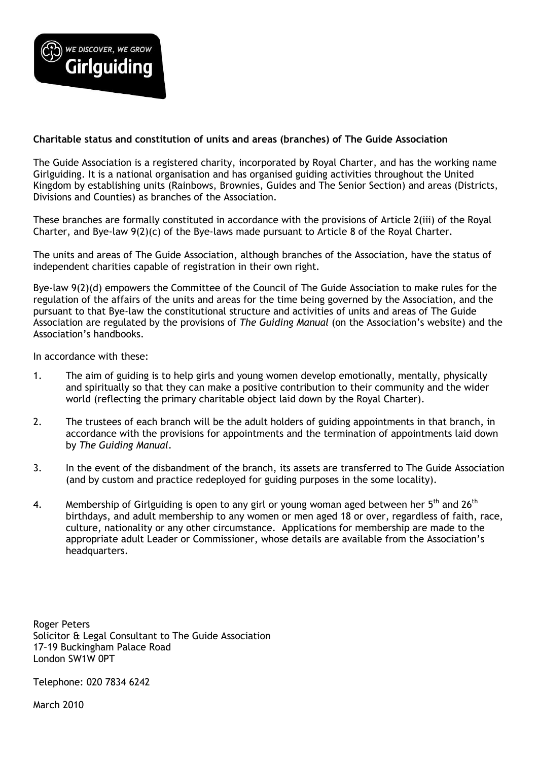WE DISCOVER, WE GROW

Girlguiding

**Charitable status and constitution of units and areas (branches) of The Guide Association**

The Guide Association is a registered charity, incorporated by Royal Charter, and has the working name Girlguiding. It is a national organisation and has organised guiding activities throughout the United Kingdom by establishing units (Rainbows, Brownies, Guides and The Senior Section) and areas (Districts, Divisions and Counties) as branches of the Association.

These branches are formally constituted in accordance with the provisions of Article 2(iii) of the Royal Charter, and Bye-law 9(2)(c) of the Bye-laws made pursuant to Article 8 of the Royal Charter.

The units and areas of The Guide Association, although branches of the Association, have the status of independent charities capable of registration in their own right.

Bye-law 9(2)(d) empowers the Committee of the Council of The Guide Association to make rules for the regulation of the affairs of the units and areas for the time being governed by the Association, and the pursuant to that Bye-law the constitutional structure and activities of units and areas of The Guide Association are regulated by the provisions of *The Guiding Manual* (on the Association's website) and the Association's handbooks.

In accordance with these:

1. The aim of guiding is to help girls and young women develop emotionally, mentally, physically and spiritually so that they can make a positive contribution to their community and the wider world (reflecting the primary charitable object laid down by the Royal Charter).

2. The trustees of each branch will be the adult holders of guiding appointments in that branch, in accordance with the provisions for appointments and the termination of appointments laid down by *The Guiding Manual*.

3. In the event of the disbandment of the branch, its assets are transferred to The Guide Association (and by custom and practice redeployed for guiding purposes in the some locality).

4. Membership of Girlguiding is open to any girl or young woman aged between her 5th and 26th birthdays, and adult membership to any women or men aged 18 or over, regardless of faith, race, culture, nationality or any other circumstance. Applications for membership are made to the appropriate adult Leader or Commissioner, whose details are available from the Association's headquarters.

Roger Peters
Solicitor & Legal Consultant to The Guide Association
17–19 Buckingham Palace Road
London SW1W 0PT

Telephone: 020 7834 6242

March 2010